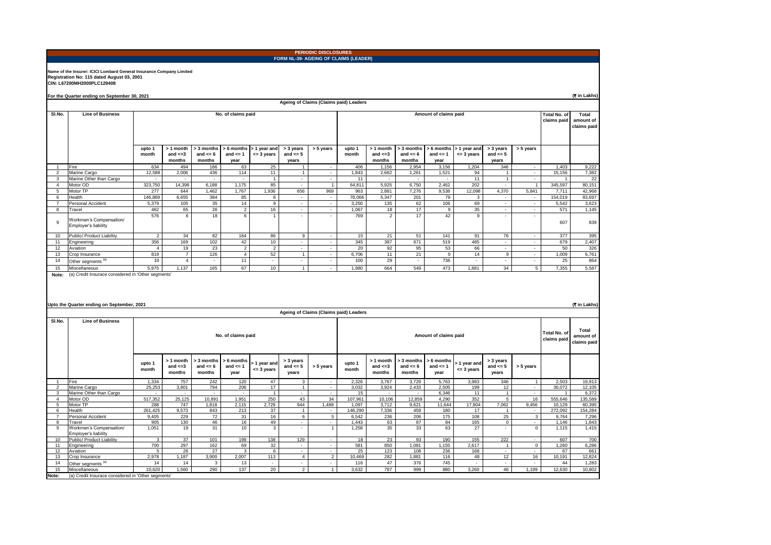# PERIODIC DISCLOSURES

## FORM NL-39- AGEING OF CLAIMS (LEADER)

**Name of the Insurer: ICICI Lombard General Insurance Company Limited**
**Registration No: 115 dated August 03, 2001**
**CIN: L67200MH2000PLC129408**

**For the Quarter ending on September 30, 2021** (₹ in Lakhs)

### Ageing of Claims (Claims paid) Leaders

| Sl.No. | Line of Business | No. of claims paid | | | | | | | Amount of claims paid | | | | | | | Total No. of claims paid | Total amount of claims paid |
|---|---|---|---|---|---|---|---|---|---|---|---|---|---|---|---|---|---|
| | | upto 1 month | > 1 month and <=3 months | > 3 months and <= 6 months | > 6 months and <= 1 year | > 1 year and <= 3 years | > 3 years and <= 5 years | > 5 years | upto 1 month | > 1 month and <=3 months | > 3 months and <= 6 months | > 6 months and <= 1 year | > 1 year and <= 3 years | > 3 years and <= 5 years | > 5 years | | |
| 1 | Fire | 634 | 494 | 186 | 63 | 25 | 1 | - | 406 | 1,156 | 2,954 | 3,156 | 1,204 | 346 | - | 1,403 | 9,222 |
| 2 | Marine Cargo | 12,588 | 2,006 | 436 | 114 | 11 | 1 | - | 1,843 | 2,662 | 1,261 | 1,521 | 94 | 1 | - | 15,156 | 7,382 |
| 3 | Marine Other than Cargo | - | - | - | - | 1 | - | - | 11 | - | - | - | 11 | 1 | - | 1 | 22 |
| 4 | Motor OD | 323,750 | 14,398 | 6,188 | 1,175 | 85 | - | 1 | 64,811 | 5,925 | 6,750 | 2,462 | 202 | - | 1 | 345,597 | 80,151 |
| 5 | Motor TP | 277 | 644 | 1,462 | 1,767 | 1,936 | 656 | 969 | 963 | 2,881 | 7,276 | 9,538 | 12,098 | 4,370 | 5,841 | 7,711 | 42,968 |
| 6 | Health | 146,889 | 6,655 | 384 | 85 | 6 | - | - | 78,066 | 5,347 | 201 | 79 | 3 | - | - | 154,019 | 83,697 |
| 7 | Personal Accident | 5,379 | 105 | 35 | 14 | 9 | - | - | 3,250 | 135 | 62 | 106 | 69 | - | - | 5,542 | 3,623 |
| 8 | Travel | 462 | 65 | 26 | 2 | 16 | - | - | 1,067 | 18 | 17 | 9 | 35 | - | - | 571 | 1,145 |
| 9 | Workmen's Compensation/ Employer's liability | 576 | 6 | 18 | 6 | 1 | - | - | 769 | 2 | 17 | 42 | 9 | - | - | 607 | 839 |
| 10 | Public/ Product Liability | 2 | 34 | 82 | 164 | 86 | 9 | - | 15 | 21 | 51 | 141 | 91 | 76 | - | 377 | 395 |
| 11 | Engineering | 356 | 169 | 102 | 42 | 10 | - | - | 345 | 387 | 671 | 519 | 485 | - | - | 679 | 2,407 |
| 12 | Aviation | 4 | 19 | 23 | 2 | 2 | - | - | 20 | 92 | 95 | 53 | 66 | - | - | 50 | 326 |
| 13 | Crop Insurance | 819 | 7 | 126 | 4 | 52 | 1 | - | 6,706 | 11 | 21 | 0 | 14 | 9 | - | 1,009 | 6,761 |
| 14 | Other segments [a] | 10 | 4 | - | 11 | - | - | - | 100 | 29 | - | 736 | - | - | - | 25 | 864 |
| 15 | Miscellaneous | 5,975 | 1,137 | 165 | 67 | 10 | 1 | - | 1,980 | 664 | 549 | 473 | 1,881 | 34 | 5 | 7,355 | 5,587 |

**Note:** (a) Credit Insurace considered in 'Other segments'

**Upto the Quarter ending on September, 2021** (₹ in Lakhs)

### Ageing of Claims (Claims paid) Leaders

| Sl.No. | Line of Business | No. of claims paid | | | | | | | Amount of claims paid | | | | | | | Total No. of claims paid | Total amount of claims paid |
|---|---|---|---|---|---|---|---|---|---|---|---|---|---|---|---|---|---|
| | | upto 1 month | > 1 month and <=3 months | > 3 months and <= 6 months | > 6 months and <= 1 year | > 1 year and <= 3 years | > 3 years and <= 5 years | > 5 years | upto 1 month | > 1 month and <=3 months | > 3 months and <= 6 months | > 6 months and <= 1 year | > 1 year and <= 3 years | > 3 years and <= 5 years | > 5 years | | |
| 1 | Fire | 1,334 | 757 | 242 | 120 | 47 | 3 | - | 2,326 | 3,767 | 3,729 | 5,763 | 3,983 | 346 | 1 | 2,503 | 19,913 |
| 2 | Marine Cargo | 25,253 | 3,801 | 794 | 206 | 17 | 1 | - | 3,032 | 3,924 | 2,433 | 2,505 | 199 | 12 | - | 30,072 | 12,105 |
| 3 | Marine Other than Cargo | - | - | - | - | 1 | - | - | 15 | - | - | 6,346 | 11 | 1 | - | 1 | 6,372 |
| 4 | Motor OD | 517,352 | 25,125 | 10,891 | 1,951 | 250 | 43 | 34 | 107,961 | 10,106 | 12,859 | 4,290 | 352 | 5 | 16 | 555,646 | 135,589 |
| 5 | Motor TP | 288 | 747 | 1,818 | 2,115 | 2,729 | 944 | 1,488 | 1,097 | 3,712 | 9,621 | 11,644 | 17,804 | 7,062 | 9,456 | 10,129 | 60,395 |
| 6 | Health | 261,425 | 9,573 | 843 | 213 | 37 | 1 | - | 146,290 | 7,336 | 459 | 180 | 17 | 1 | - | 272,092 | 154,284 |
| 7 | Personal Accident | 9,405 | 229 | 72 | 31 | 16 | 6 | 5 | 6,542 | 236 | 206 | 175 | 108 | 25 | 3 | 9,764 | 7,296 |
| 8 | Travel | 905 | 130 | 46 | 16 | 49 | - | - | 1,443 | 63 | 87 | 84 | 165 | 0 | - | 1,146 | 1,843 |
| 9 | Workmen's Compensation/ Employer's liability | 1,051 | 19 | 31 | 10 | 3 | - | 1 | 1,258 | 35 | 33 | 63 | 27 | - | 0 | 1,115 | 1,415 |
| 10 | Public/ Product Liability | 3 | 37 | 101 | 199 | 138 | 129 | - | 18 | 23 | 93 | 190 | 155 | 222 | - | 607 | 700 |
| 11 | Engineering | 700 | 297 | 162 | 69 | 32 | - | - | 581 | 850 | 1,081 | 1,155 | 2,617 | 1 | 0 | 1,260 | 6,286 |
| 12 | Aviation | 5 | 26 | 27 | 3 | 6 | - | - | 25 | 123 | 108 | 236 | 168 | - | - | 67 | 661 |
| 13 | Crop Insurance | 2,978 | 1,187 | 3,900 | 2,007 | 113 | 4 | 2 | 10,469 | 282 | 1,881 | 116 | 48 | 12 | 16 | 10,191 | 12,824 |
| 14 | Other segments [a] | 14 | 14 | 3 | 13 | - | - | - | 116 | 47 | 376 | 745 | - | - | - | 44 | 1,283 |
| 15 | Miscellaneous | 10,620 | 1,560 | 290 | 137 | 20 | 2 | 1 | 3,632 | 787 | 999 | 880 | 3,260 | 46 | 1,199 | 12,630 | 10,802 |

**Note:** (a) Credit Insurace considered in 'Other segments'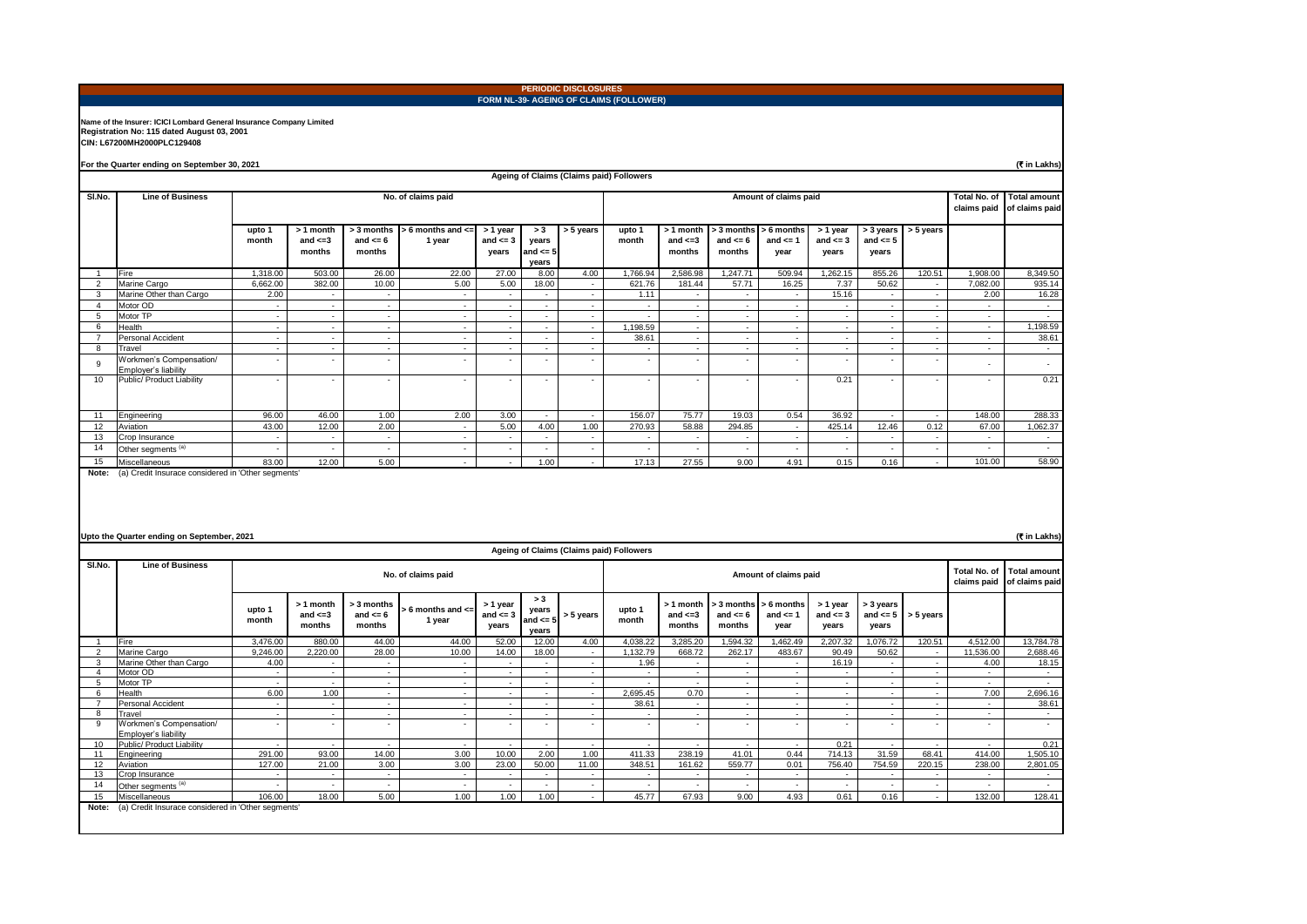# PERIODIC DISCLOSURES

## FORM NL-39- AGEING OF CLAIMS (FOLLOWER)

**Name of the Insurer: ICICI Lombard General Insurance Company Limited**
**Registration No: 115 dated August 03, 2001**
**CIN: L67200MH2000PLC129408**

**For the Quarter ending on September 30, 2021** (₹ in Lakhs)

### Ageing of Claims (Claims paid) Followers

| Sl.No. | Line of Business | No. of claims paid | | | | | | | Amount of claims paid | | | | | | | Total No. of claims paid | Total amount of claims paid |
|---|---|---|---|---|---|---|---|---|---|---|---|---|---|---|---|---|---|
| | | upto 1 month | > 1 month and <=3 months | > 3 months and <= 6 months | > 6 months and <= 1 year | > 1 year and <= 3 years | > 3 years and <= 5 years | > 5 years | upto 1 month | > 1 month and <=3 months | > 3 months and <= 6 months | > 6 months and <= 1 year | > 1 year and <= 3 years | > 3 years and <= 5 years | > 5 years | | |
| 1 | Fire | 1,318.00 | 503.00 | 26.00 | 22.00 | 27.00 | 8.00 | 4.00 | 1,766.94 | 2,586.98 | 1,247.71 | 509.94 | 1,262.15 | 855.26 | 120.51 | 1,908.00 | 8,349.50 |
| 2 | Marine Cargo | 6,662.00 | 382.00 | 10.00 | 5.00 | 5.00 | 18.00 | - | 621.76 | 181.44 | 57.71 | 16.25 | 7.37 | 50.62 | - | 7,082.00 | 935.14 |
| 3 | Marine Other than Cargo | 2.00 | - | - | - | - | - | - | 1.11 | - | - | - | 15.16 | - | - | 2.00 | 16.28 |
| 4 | Motor OD | - | - | - | - | - | - | - | - | - | - | - | - | - | - | - | - |
| 5 | Motor TP | - | - | - | - | - | - | - | - | - | - | - | - | - | - | - | - |
| 6 | Health | - | - | - | - | - | - | - | 1,198.59 | - | - | - | - | - | - | - | 1,198.59 |
| 7 | Personal Accident | - | - | - | - | - | - | - | 38.61 | - | - | - | - | - | - | - | 38.61 |
| 8 | Travel | - | - | - | - | - | - | - | - | - | - | - | - | - | - | - | - |
| 9 | Workmen's Compensation/ Employer's liability | - | - | - | - | - | - | - | - | - | - | - | - | - | - | - | - |
| 10 | Public/ Product Liability | - | - | - | - | - | - | - | - | - | - | - | 0.21 | - | - | - | 0.21 |
| 11 | Engineering | 96.00 | 46.00 | 1.00 | 2.00 | 3.00 | - | - | 156.07 | 75.77 | 19.03 | 0.54 | 36.92 | - | - | 148.00 | 288.33 |
| 12 | Aviation | 43.00 | 12.00 | 2.00 | - | 5.00 | 4.00 | 1.00 | 270.93 | 58.88 | 294.85 | - | 425.14 | 12.46 | 0.12 | 67.00 | 1,062.37 |
| 13 | Crop Insurance | - | - | - | - | - | - | - | - | - | - | - | - | - | - | - | - |
| 14 | Other segments [(a)] | - | - | - | - | - | - | - | - | - | - | - | - | - | - | - | - |
| 15 | Miscellaneous | 83.00 | 12.00 | 5.00 | - | - | 1.00 | - | 17.13 | 27.55 | 9.00 | 4.91 | 0.15 | 0.16 | - | 101.00 | 58.90 |

**Note:** (a) Credit Insurace considered in 'Other segments'

**Upto the Quarter ending on September, 2021** (₹ in Lakhs)

### Ageing of Claims (Claims paid) Followers

| Sl.No. | Line of Business | No. of claims paid | | | | | | | Amount of claims paid | | | | | | | Total No. of claims paid | Total amount of claims paid |
|---|---|---|---|---|---|---|---|---|---|---|---|---|---|---|---|---|---|
| | | upto 1 month | > 1 month and <=3 months | > 3 months and <= 6 months | > 6 months and <= 1 year | > 1 year and <= 3 years | > 3 years and <= 5 years | > 5 years | upto 1 month | > 1 month and <=3 months | > 3 months and <= 6 months | > 6 months and <= 1 year | > 1 year and <= 3 years | > 3 years and <= 5 years | > 5 years | | |
| 1 | Fire | 3,476.00 | 880.00 | 44.00 | 44.00 | 52.00 | 12.00 | 4.00 | 4,038.22 | 3,285.20 | 1,594.32 | 1,462.49 | 2,207.32 | 1,076.72 | 120.51 | 4,512.00 | 13,784.78 |
| 2 | Marine Cargo | 9,246.00 | 2,220.00 | 28.00 | 10.00 | 14.00 | 18.00 | - | 1,132.79 | 668.72 | 262.17 | 483.67 | 90.49 | 50.62 | - | 11,536.00 | 2,688.46 |
| 3 | Marine Other than Cargo | 4.00 | - | - | - | - | - | - | 1.96 | - | - | - | 16.19 | - | - | 4.00 | 18.15 |
| 4 | Motor OD | - | - | - | - | - | - | - | - | - | - | - | - | - | - | - | - |
| 5 | Motor TP | - | - | - | - | - | - | - | - | - | - | - | - | - | - | - | - |
| 6 | Health | 6.00 | 1.00 | - | - | - | - | - | 2,695.45 | 0.70 | - | - | - | - | - | 7.00 | 2,696.16 |
| 7 | Personal Accident | - | - | - | - | - | - | - | 38.61 | - | - | - | - | - | - | - | 38.61 |
| 8 | Travel | - | - | - | - | - | - | - | - | - | - | - | - | - | - | - | - |
| 9 | Workmen's Compensation/ Employer's liability | - | - | - | - | - | - | - | - | - | - | - | - | - | - | - | - |
| 10 | Public/ Product Liability | - | - | - | - | - | - | - | - | - | - | - | 0.21 | - | - | - | 0.21 |
| 11 | Engineering | 291.00 | 93.00 | 14.00 | 3.00 | 10.00 | 2.00 | 1.00 | 411.33 | 238.19 | 41.01 | 0.44 | 714.13 | 31.59 | 68.41 | 414.00 | 1,505.10 |
| 12 | Aviation | 127.00 | 21.00 | 3.00 | 3.00 | 23.00 | 50.00 | 11.00 | 348.51 | 161.62 | 559.77 | 0.01 | 756.40 | 754.59 | 220.15 | 238.00 | 2,801.05 |
| 13 | Crop Insurance | - | - | - | - | - | - | - | - | - | - | - | - | - | - | - | - |
| 14 | Other segments [(a)] | - | - | - | - | - | - | - | - | - | - | - | - | - | - | - | - |
| 15 | Miscellaneous | 106.00 | 18.00 | 5.00 | 1.00 | 1.00 | 1.00 | - | 45.77 | 67.93 | 9.00 | 4.93 | 0.61 | 0.16 | - | 132.00 | 128.41 |

**Note:** (a) Credit Insurace considered in 'Other segments'